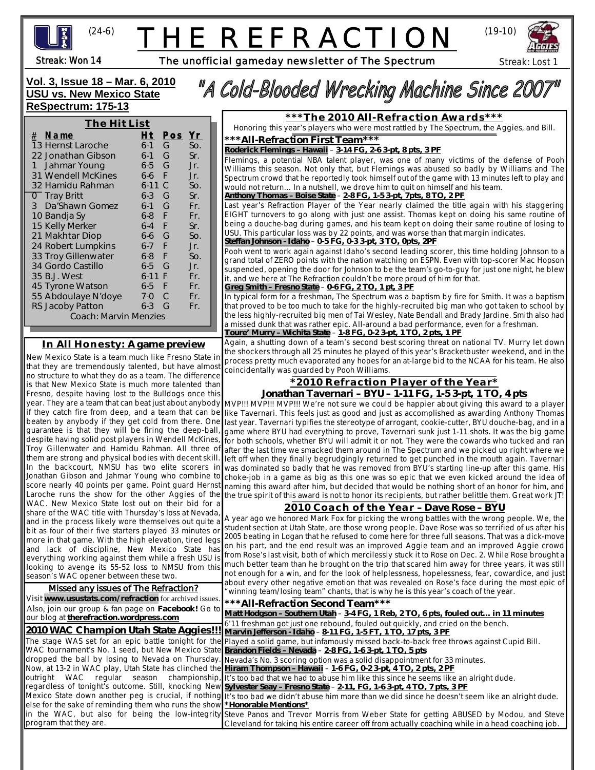(24-6) # THE REFRACTION (19-10)

Streak: Won 14 — The unofficial gameday newsletter of The Spectrum — Streak: Lost 1

**Vol. 3, Issue 18 – Mar. 6, 2010**
**USU vs. New Mexico State**
**ReSpectrum: 175-13**

## "A Cold-Blooded Wrecking Machine Since 2007"

### The Hit List

| # | Name | Ht | Pos | Yr |
|---|---|---|---|---|
| 13 | Hernst Laroche | 6-1 | G | So. |
| 22 | Jonathan Gibson | 6-1 | G | Sr. |
| 1 | Jahmar Young | 6-5 | G | Jr. |
| 31 | Wendell McKines | 6-6 | F | Jr. |
| 32 | Hamidu Rahman | 6-11 | C | So. |
| 0 | Tray Britt | 6-3 | G | Sr. |
| 3 | Da'Shawn Gomez | 6-1 | G | Fr. |
| 10 | Bandja Sy | 6-8 | F | Fr. |
| 15 | Kelly Merker | 6-4 | F | Sr. |
| 21 | Makhtar Diop | 6-6 | G | So. |
| 24 | Robert Lumpkins | 6-7 | F | Jr. |
| 33 | Troy Gillenwater | 6-8 | F | So. |
| 34 | Gordo Castillo | 6-5 | G | Jr. |
| 35 | B.J. West | 6-11 | F | Fr. |
| 45 | Tyrone Watson | 6-5 | F | Fr. |
| 55 | Abdoulaye N'doye | 7-0 | C | Fr. |
| RS | Jacoby Patton | 6-3 | G | Fr. |

Coach: Marvin Menzies

### In All Honesty: A game preview

New Mexico State is a team much like Fresno State in that they are tremendously talented, but have almost no structure to what they do as a team. The difference is that New Mexico State is much more talented than Fresno, despite having lost to the Bulldogs once this year. They are a team that can beat just about anybody if they catch fire from deep, and a team that can be beaten by anybody if they get cold from there. One guarantee is that they will be firing the deep-ball, despite having solid post players in Wendell McKines, Troy Gillenwater and Hamidu Rahman. All three of them are strong and physical bodies with decent skill. In the backcourt, NMSU has two elite scorers in Jonathan Gibson and Jahmar Young who combine to score nearly 40 points per game. Point guard Hernst Laroche runs the show for the other Aggies of the WAC. New Mexico State lost out on their bid for a share of the WAC title with Thursday's loss at Nevada, and in the process likely wore themselves out quite a bit as four of their five starters played 33 minutes or more in that game. With the high elevation, tired legs and lack of discipline, New Mexico State has everything working against them while a fresh USU is looking to avenge its 55-52 loss to NMSU from this season's WAC opener between these two.

### Missed any issues of The Refraction?

Visit **www.usustats.com/refraction** for archived issues. Also, join our group & fan page on **Facebook!** Go to our blog at **therefraction.wordpress.com**

### 2010 WAC Champion Utah State Aggies!!!

The stage WAS set for an epic battle tonight for the WAC tournament's No. 1 seed, but New Mexico State dropped the ball by losing to Nevada on Thursday. Now, at 13-2 in WAC play, Utah State has clinched the outright WAC regular season championship, regardless of tonight's outcome. Still, knocking New Mexico State down another peg is crucial, if nothing else for the sake of reminding them who runs the show in the WAC, but also for being the low-integrity program that they are.

## \*\*\*The 2010 All-Refraction Awards\*\*\*

Honoring this year's players who were most rattled by The Spectrum, the Aggies, and Bill.

### \*\*\*All-Refraction First Team\*\*\*

**Roderick Flemings – Hawaii – 3-14 FG, 2-6 3-pt, 8 pts, 3 PF**

Flemings, a potential NBA talent player, was one of many victims of the defense of Pooh Williams this season. Not only that, but Flemings was abused so badly by Williams and The Spectrum crowd that he reportedly took himself out of the game with 13 minutes left to play and would not return… In a nutshell, we drove him to quit on himself and his team.

**Anthony Thomas – Boise State – 2-8 FG, 1-5 3-pt, 7pts, 8 TO, 2 PF**

Last year's Refraction Player of the Year nearly claimed the title again with his staggering EIGHT turnovers to go along with just one assist. Thomas kept on doing his same routine of being a douche-bag during games, and his team kept on doing their same routine of losing to USU. This particular loss was by 22 points, and was worse than that margin indicates.

**Steffan Johnson - Idaho – 0-5 FG, 0-3 3-pt, 3 TO, 0pts, 2PF**

Pooh went to work again against Idaho's second leading scorer, this time holding Johnson to a grand total of ZERO points with the nation watching on ESPN. Even with top-scorer Mac Hopson suspended, opening the door for Johnson to be the team's go-to-guy for just one night, he blew it, and we here at The Refraction couldn't be more proud of him for that.

**Greg Smith – Fresno State – 0-6 FG, 2 TO, 1 pt, 3 PF**

In typical form for a freshman, The Spectrum was a baptism by fire for Smith. It was a baptism that proved to be too much to take for the highly-recruited big man who got taken to school by the less highly-recruited big men of Tai Wesley, Nate Bendall and Brady Jardine. Smith also had a missed dunk that was rather epic. All-around a bad performance, even for a freshman.

**Toure' Murry – Wichita State – 1-8 FG, 0-2 3-pt, 1 TO, 2 pts, 1 PF**

Again, a shutting down of a team's second best scoring threat on national TV. Murry let down the shockers through all 25 minutes he played of this year's Bracketbuster weekend, and in the process pretty much evaporated any hopes for an at-large bid to the NCAA for his team. He also coincidentally was guarded by Pooh Williams.

### \*2010 Refraction Player of the Year\*

**Jonathan Tavernari – BYU – 1-11 FG, 1-5 3-pt, 1 TO, 4 pts**

MVP!!! MVP!!! MVP!!! We're not sure we could be happier about giving this award to a player like Tavernari. This feels just as good and just as accomplished as awarding Anthony Thomas last year. Tavernari typifies the stereotype of arrogant, cookie-cutter, BYU douche-bag, and in a game where BYU had everything to prove, Tavernari sunk just 1-11 shots. It was the big game for both schools, whether BYU will admit it or not. They were the cowards who tucked and ran after the last time we smacked them around in The Spectrum and we picked up right where we left off when they finally begrudgingly returned to get punched in the mouth again. Tavernari was dominated so badly that he was removed from BYU's starting line-up after this game. His choke-job in a game as big as this one was so epic that we even kicked around the idea of naming this award after him, but decided that would be nothing short of an honor for him, and the true spirit of this award is not to honor its recipients, but rather belittle them. Great work JT!

### 2010 Coach of the Year – Dave Rose – BYU

A year ago we honored Mark Fox for picking the wrong battles with the wrong people. We, the student section at Utah State, are those wrong people. Dave Rose was so terrified of us after his 2005 beating in Logan that he refused to come here for three full seasons. That was a dick-move on his part, and the end result was an improved Aggie team and an improved Aggie crowd from Rose's last visit, both of which mercilessly stuck it to Rose on Dec. 2. While Rose brought a much better team than he brought on the trip that scared him away for three years, it was still not enough for a win, and for the look of helplessness, hopelessness, fear, cowardice, and just about every other negative emotion that was revealed on Rose's face during the most epic of "winning team/losing team" chants, that is why he is this year's coach of the year.

### \*\*\*All-Refraction Second Team\*\*\*

**Matt Hodgson – Southern Utah – 3-4 FG, 1 Reb, 2 TO, 6 pts, fouled out… in 11 minutes**

6'11 freshman got just one rebound, fouled out quickly, and cried on the bench.

**Marvin Jefferson - Idaho – 8-11 FG, 1-5 FT, 1 TO, 17 pts, 3 PF**

Played a solid game, but infamously missed back-to-back free throws against Cupid Bill.

**Brandon Fields – Nevada – 2-8 FG, 1-6 3-pt, 1 TO, 5 pts**

Nevada's No. 3 scoring option was a solid disappointment for 33 minutes.

**Hiram Thompson – Hawaii – 1-6 FG, 0-2 3-pt, 4 TO, 2 pts, 2 PF**

It's too bad that we had to abuse him like this since he seems like an alright dude.

**Sylvester Seay – Fresno State – 2-11, FG, 1-6 3-pt, 4 TO, 7 pts, 3 PF**

It's too bad we didn't abuse him more than we did since he doesn't seem like an alright dude.

**\*Honorable Mentions\***

Steve Panos and Trevor Morris from Weber State for getting ABUSED by Modou, and Steve Cleveland for taking his entire career off from actually coaching while in a head coaching job.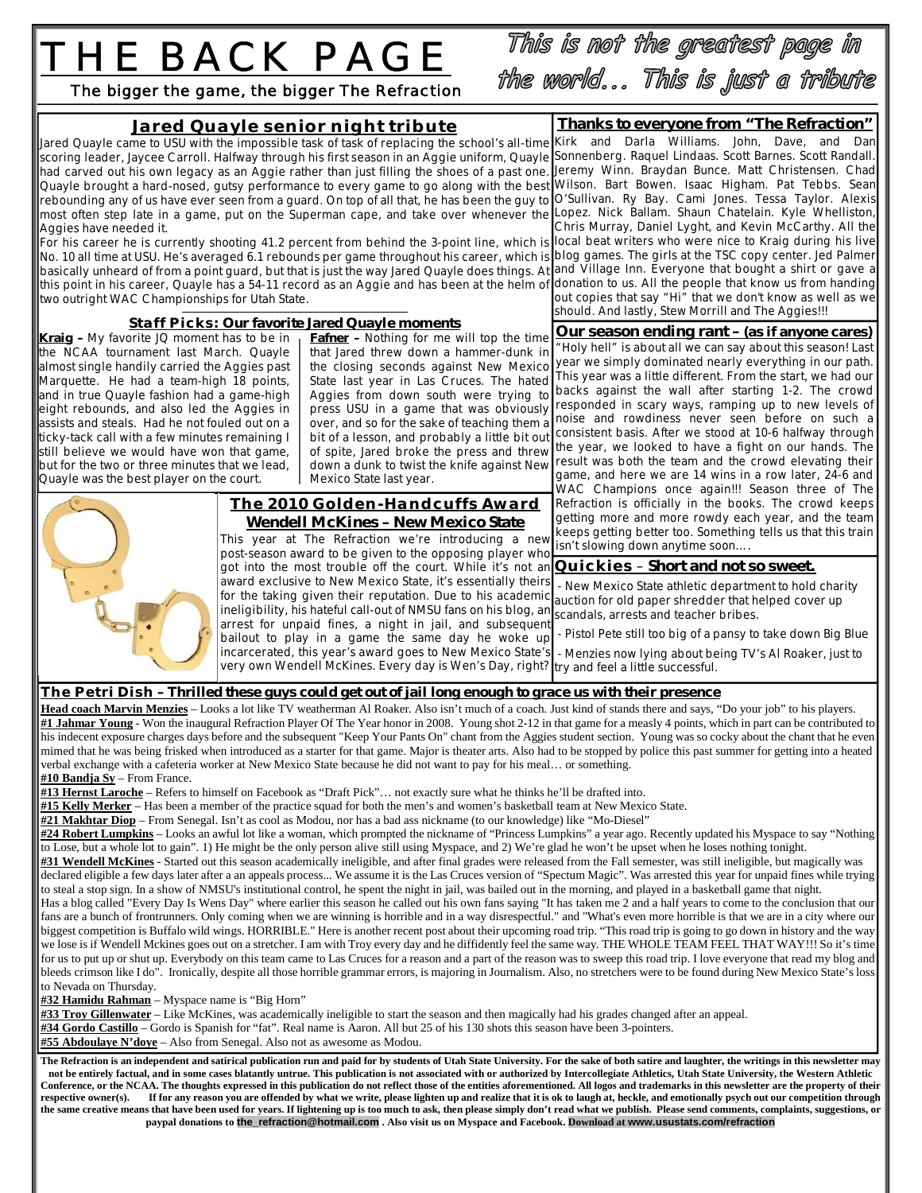# THE BACK PAGE

The bigger the game, the bigger The Refraction

*This is not the greatest page in the world... This is just a tribute*

## Jared Quayle senior night tribute

Jared Quayle came to USU with the impossible task of task of replacing the school's all-time scoring leader, Jaycee Carroll. Halfway through his first season in an Aggie uniform, Quayle had carved out his own legacy as an Aggie rather than just filling the shoes of a past one. Quayle brought a hard-nosed, gutsy performance to every game to go along with the best rebounding any of us have ever seen from a guard. On top of all that, he has been the guy to most often step late in a game, put on the Superman cape, and take over whenever the Aggies have needed it.

For his career he is currently shooting 41.2 percent from behind the 3-point line, which is No. 10 all time at USU. He's averaged 6.1 rebounds per game throughout his career, which is basically unheard of from a point guard, but that is just the way Jared Quayle does things. At this point in his career, Quayle has a 54-11 record as an Aggie and has been at the helm of two outright WAC Championships for Utah State.

### Staff Picks: Our favorite Jared Quayle moments

**Kraig** – My favorite JQ moment has to be in the NCAA tournament last March. Quayle almost single handily carried the Aggies past Marquette. He had a team-high 18 points, and in true Quayle fashion had a game-high eight rebounds, and also led the Aggies in assists and steals. Had he not fouled out on a ticky-tack call with a few minutes remaining I still believe we would have won that game, but for the two or three minutes that we lead, Quayle was the best player on the court.

**Fafner** – Nothing for me will top the time that Jared threw down a hammer-dunk in the closing seconds against New Mexico State last year in Las Cruces. The hated Aggies from down south were trying to press USU in a game that was obviously over, and so for the sake of teaching them a bit of a lesson, and probably a little bit out of spite, Jared broke the press and threw down a dunk to twist the knife against New Mexico State last year.

### The 2010 Golden-Handcuffs Award
#### Wendell McKines – New Mexico State

This year at The Refraction we're introducing a new post-season award to be given to the opposing player who got into the most trouble off the court. While it's not an award exclusive to New Mexico State, it's essentially theirs for the taking given their reputation. Due to his academic ineligibility, his hateful call-out of NMSU fans on his blog, an arrest for unpaid fines, a night in jail, and subsequent bailout to play in a game the same day he woke up incarcerated, this year's award goes to New Mexico State's very own Wendell McKines. Every day is Wen's Day, right?

## Thanks to everyone from "The Refraction"

Kirk and Darla Williams. John, Dave, and Dan Sonnenberg. Raquel Lindaas. Scott Barnes. Scott Randall. Jeremy Winn. Braydan Bunce. Matt Christensen. Chad Wilson. Bart Bowen. Isaac Higham. Pat Tebbs. Sean O'Sullivan. Ry Bay. Cami Jones. Tessa Taylor. Alexis Lopez. Nick Ballam. Shaun Chatelain. Kyle Whelliston, Chris Murray, Daniel Lyght, and Kevin McCarthy. All the local beat writers who were nice to Kraig during his live blog games. The girls at the TSC copy center. Jed Palmer and Village Inn. Everyone that bought a shirt or gave a donation to us. All the people that know us from handing out copies that say "Hi" that we don't know as well as we should. And lastly, Stew Morrill and The Aggies!!!

## Our season ending rant – (as if anyone cares)

"Holy hell" is about all we can say about this season! Last year we simply dominated nearly everything in our path. This year was a little different. From the start, we had our backs against the wall after starting 1-2. The crowd responded in scary ways, ramping up to new levels of noise and rowdiness never seen before on such a consistent basis. After we stood at 10-6 halfway through the year, we looked to have a fight on our hands. The result was both the team and the crowd elevating their game, and here we are 14 wins in a row later, 24-6 and WAC Champions once again!!! Season three of The Refraction is officially in the books. The crowd keeps getting more and more rowdy each year, and the team keeps getting better too. Something tells us that this train isn't slowing down anytime soon….

## Quickies – Short and not so sweet.

- New Mexico State athletic department to hold charity auction for old paper shredder that helped cover up scandals, arrests and teacher bribes.
- Pistol Pete still too big of a pansy to take down Big Blue
- Menzies now lying about being TV's Al Roaker, just to try and feel a little successful.

## The Petri Dish – Thrilled these guys could get out of jail long enough to grace us with their presence

**Head coach Marvin Menzies** – Looks a lot like TV weatherman Al Roaker. Also isn't much of a coach. Just kind of stands there and says, "Do your job" to his players.

**#1 Jahmar Young** - Won the inaugural Refraction Player Of The Year honor in 2008. Young shot 2-12 in that game for a measly 4 points, which in part can be contributed to his indecent exposure charges days before and the subsequent "Keep Your Pants On" chant from the Aggies student section. Young was so cocky about the chant that he even mimed that he was being frisked when introduced as a starter for that game. Major is theater arts. Also had to be stopped by police this past summer for getting into a heated verbal exchange with a cafeteria worker at New Mexico State because he did not want to pay for his meal… or something.

**#10 Bandja Sy** – From France.

**#13 Hernst Laroche** – Refers to himself on Facebook as "Draft Pick"… not exactly sure what he thinks he'll be drafted into.

**#15 Kelly Merker** – Has been a member of the practice squad for both the men's and women's basketball team at New Mexico State.

**#21 Makhtar Diop** – From Senegal. Isn't as cool as Modou, nor has a bad ass nickname (to our knowledge) like "Mo-Diesel"

**#24 Robert Lumpkins** – Looks an awful lot like a woman, which prompted the nickname of "Princess Lumpkins" a year ago. Recently updated his Myspace to say "Nothing to Lose, but a whole lot to gain". 1) He might be the only person alive still using Myspace, and 2) We're glad he won't be upset when he loses nothing tonight.

**#31 Wendell McKines** - Started out this season academically ineligible, and after final grades were released from the Fall semester, was still ineligible, but magically was declared eligible a few days later after a an appeals process... We assume it is the Las Cruces version of "Spectum Magic". Was arrested this year for unpaid fines while trying to steal a stop sign. In a show of NMSU's institutional control, he spent the night in jail, was bailed out in the morning, and played in a basketball game that night.

Has a blog called "Every Day Is Wens Day" where earlier this season he called out his own fans saying "It has taken me 2 and a half years to come to the conclusion that our fans are a bunch of frontrunners. Only coming when we are winning is horrible and in a way disrespectful." and "What's even more horrible is that we are in a city where our biggest competition is Buffalo wild wings. HORRIBLE." Here is another recent post about their upcoming road trip. "This road trip is going to go down in history and the way we lose is if Wendell Mckines goes out on a stretcher. I am with Troy every day and he diffidently feel the same way. THE WHOLE TEAM FEEL THAT WAY!!! So it's time for us to put up or shut up. Everybody on this team came to Las Cruces for a reason and a part of the reason was to sweep this road trip. I love everyone that read my blog and bleeds crimson like I do". Ironically, despite all those horrible grammar errors, is majoring in Journalism. Also, no stretchers were to be found during New Mexico State's loss to Nevada on Thursday.

**#32 Hamidu Rahman** – Myspace name is "Big Horn"

**#33 Troy Gillenwater** – Like McKines, was academically ineligible to start the season and then magically had his grades changed after an appeal.

**#34 Gordo Castillo** – Gordo is Spanish for "fat". Real name is Aaron. All but 25 of his 130 shots this season have been 3-pointers.

**#55 Abdoulaye N'doye** – Also from Senegal. Also not as awesome as Modou.

**The Refraction is an independent and satirical publication run and paid for by students of Utah State University. For the sake of both satire and laughter, the writings in this newsletter may not be entirely factual, and in some cases blatantly untrue. This publication is not associated with or authorized by Intercollegiate Athletics, Utah State University, the Western Athletic Conference, or the NCAA. The thoughts expressed in this publication do not reflect those of the entities aforementioned. All logos and trademarks in this newsletter are the property of their respective owner(s). If for any reason you are offended by what we write, please lighten up and realize that it is ok to laugh at, heckle, and emotionally psych out our competition through the same creative means that have been used for years. If lightening up is too much to ask, then please simply don't read what we publish. Please send comments, complaints, suggestions, or paypal donations to the_refraction@hotmail.com . Also visit us on Myspace and Facebook. Download at www.usustats.com/refraction**